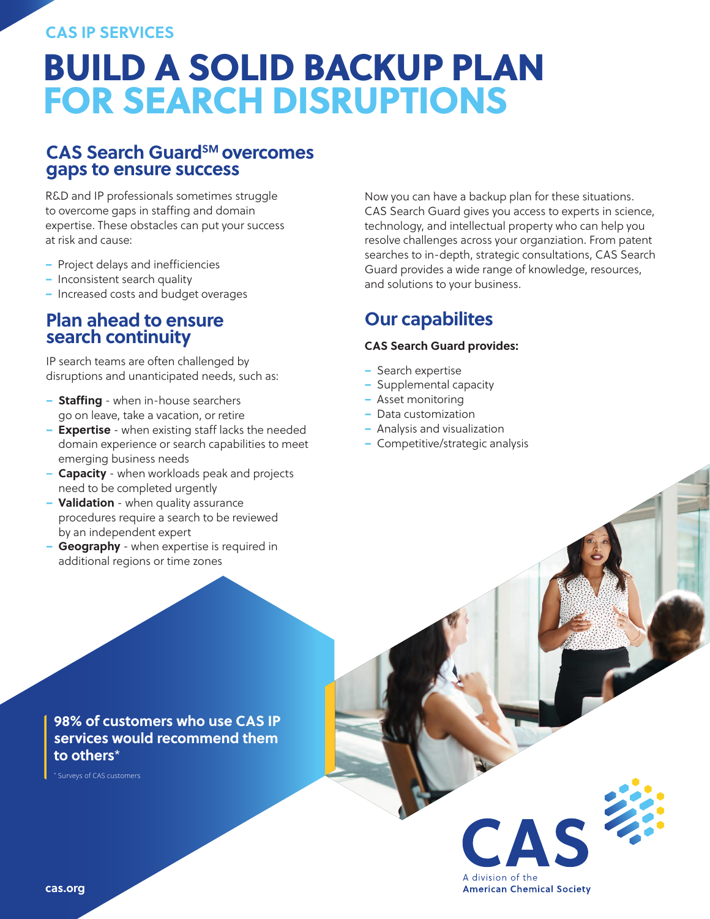CAS IP SERVICES

# BUILD A SOLID BACKUP PLAN FOR SEARCH DISRUPTIONS

## CAS Search Guard℠ overcomes gaps to ensure success

R&D and IP professionals sometimes struggle to overcome gaps in staffing and domain expertise. These obstacles can put your success at risk and cause:

- Project delays and inefficiencies
- Inconsistent search quality
- Increased costs and budget overages

## Plan ahead to ensure search continuity

IP search teams are often challenged by disruptions and unanticipated needs, such as:

- **Staffing** - when in-house searchers go on leave, take a vacation, or retire
- **Expertise** - when existing staff lacks the needed domain experience or search capabilities to meet emerging business needs
- **Capacity** - when workloads peak and projects need to be completed urgently
- **Validation** - when quality assurance procedures require a search to be reviewed by an independent expert
- **Geography** - when expertise is required in additional regions or time zones

Now you can have a backup plan for these situations. CAS Search Guard gives you access to experts in science, technology, and intellectual property who can help you resolve challenges across your organziation. From patent searches to in-depth, strategic consultations, CAS Search Guard provides a wide range of knowledge, resources, and solutions to your business.

## Our capabilites

**CAS Search Guard provides:**

- Search expertise
- Supplemental capacity
- Asset monitoring
- Data customization
- Analysis and visualization
- Competitive/strategic analysis

**98% of customers who use CAS IP services would recommend them to others***

* Surveys of CAS customers

CAS
A division of the American Chemical Society

cas.org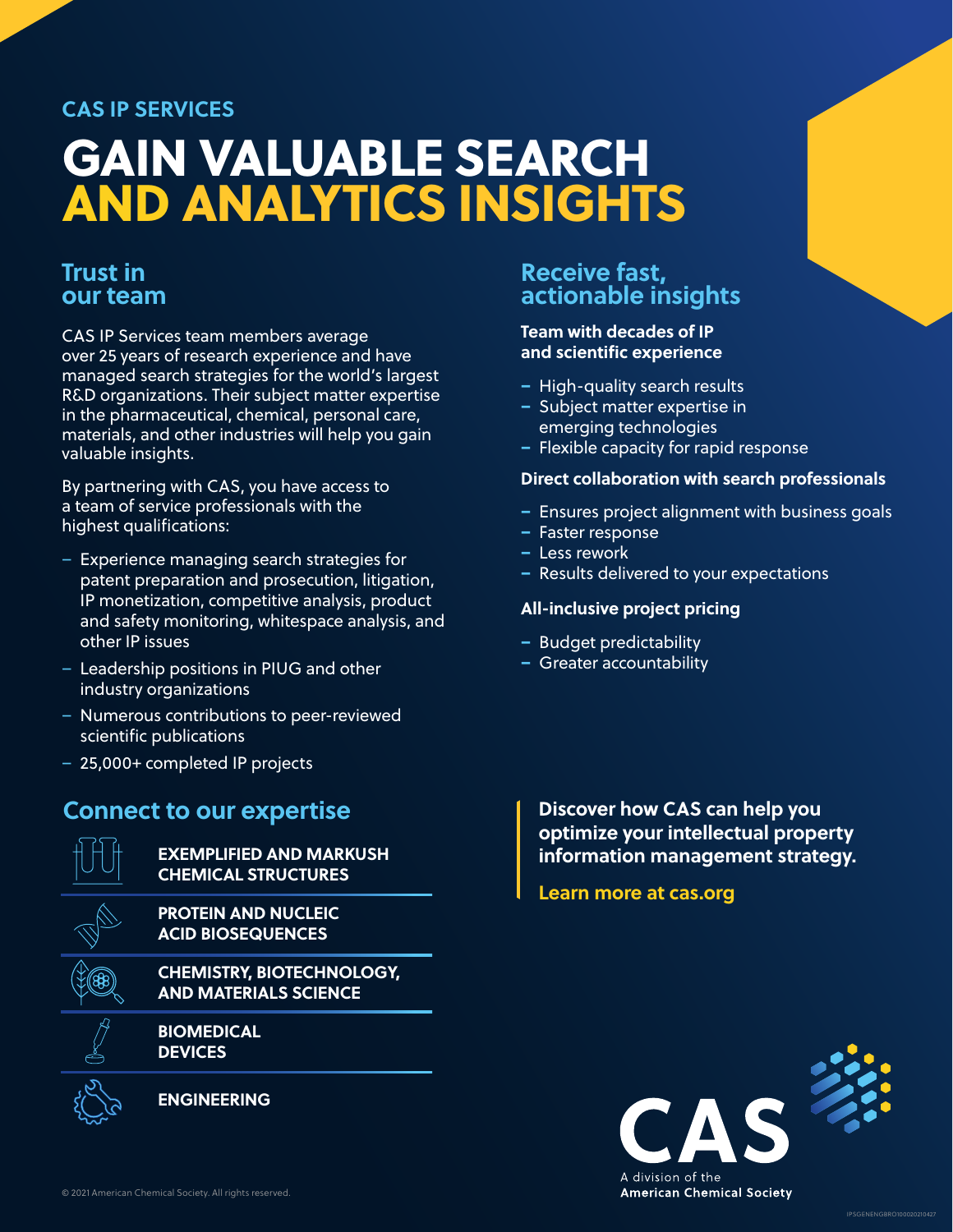CAS IP SERVICES

# GAIN VALUABLE SEARCH AND ANALYTICS INSIGHTS

## Trust in our team

CAS IP Services team members average over 25 years of research experience and have managed search strategies for the world's largest R&D organizations. Their subject matter expertise in the pharmaceutical, chemical, personal care, materials, and other industries will help you gain valuable insights.

By partnering with CAS, you have access to a team of service professionals with the highest qualifications:

- Experience managing search strategies for patent preparation and prosecution, litigation, IP monetization, competitive analysis, product and safety monitoring, whitespace analysis, and other IP issues
- Leadership positions in PIUG and other industry organizations
- Numerous contributions to peer-reviewed scientific publications
- 25,000+ completed IP projects

## Receive fast, actionable insights

**Team with decades of IP and scientific experience**

- High-quality search results
- Subject matter expertise in emerging technologies
- Flexible capacity for rapid response

**Direct collaboration with search professionals**

- Ensures project alignment with business goals
- Faster response
- Less rework
- Results delivered to your expectations

**All-inclusive project pricing**

- Budget predictability
- Greater accountability

## Connect to our expertise

- EXEMPLIFIED AND MARKUSH CHEMICAL STRUCTURES
- PROTEIN AND NUCLEIC ACID BIOSEQUENCES
- CHEMISTRY, BIOTECHNOLOGY, AND MATERIALS SCIENCE
- BIOMEDICAL DEVICES
- ENGINEERING

**Discover how CAS can help you optimize your intellectual property information management strategy.**

**Learn more at cas.org**

CAS

A division of the **American Chemical Society**

© 2021 American Chemical Society. All rights reserved.

IPSGENENGBRO100020210427